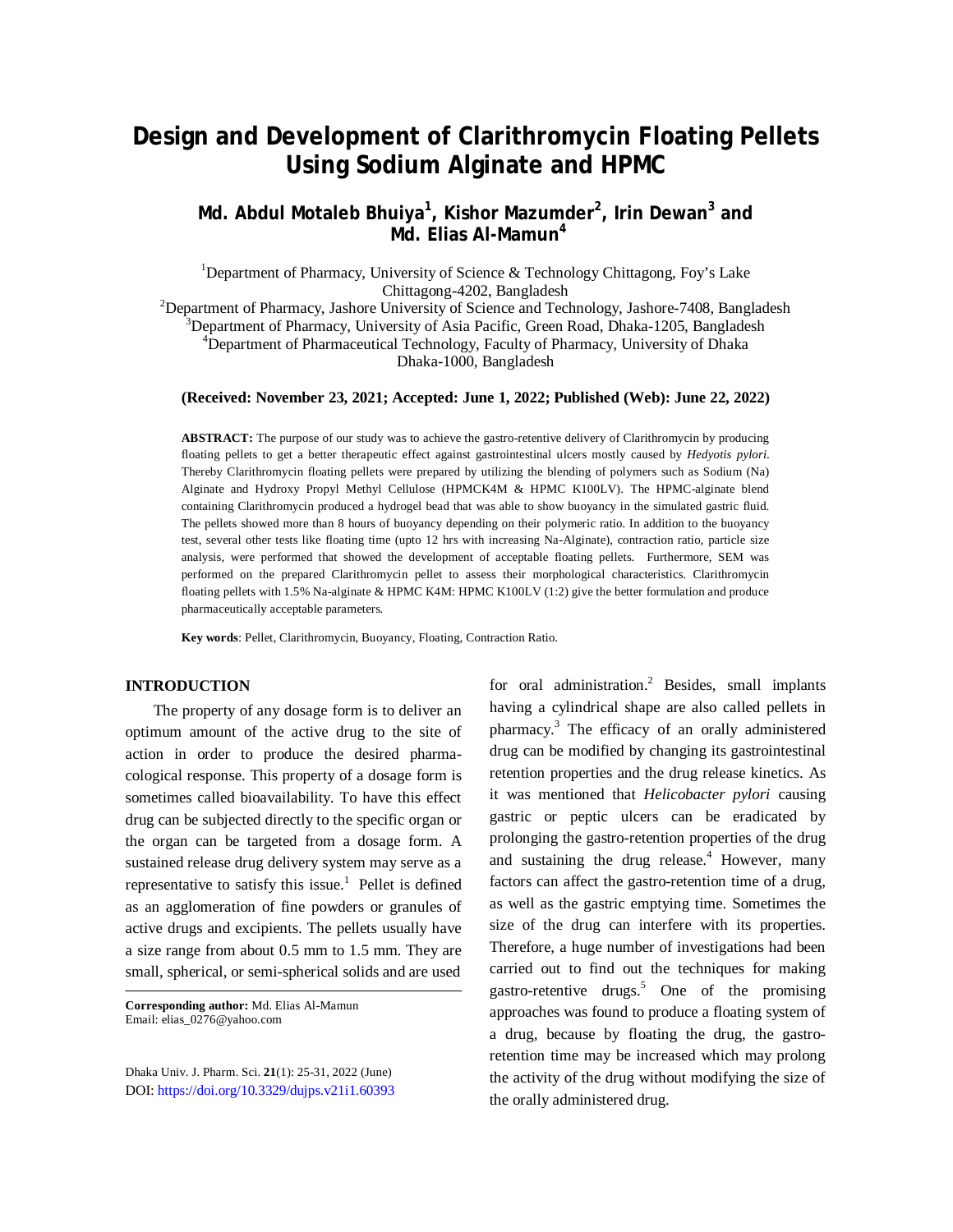# Design and Development of Clarithromycin Floating Pellets Using Sodium Alginate and HPMC

**Md. Abdul Motaleb Bhuiya[1], Kishor Mazumder[2], Irin Dewan[3] and Md. Elias Al-Mamun[4]**

[1]Department of Pharmacy, University of Science & Technology Chittagong, Foy's Lake Chittagong-4202, Bangladesh
[2]Department of Pharmacy, Jashore University of Science and Technology, Jashore-7408, Bangladesh
[3]Department of Pharmacy, University of Asia Pacific, Green Road, Dhaka-1205, Bangladesh
[4]Department of Pharmaceutical Technology, Faculty of Pharmacy, University of Dhaka Dhaka-1000, Bangladesh

**(Received: November 23, 2021; Accepted: June 1, 2022; Published (Web): June 22, 2022)**

**ABSTRACT:** The purpose of our study was to achieve the gastro-retentive delivery of Clarithromycin by producing floating pellets to get a better therapeutic effect against gastrointestinal ulcers mostly caused by *Hedyotis pylori*. Thereby Clarithromycin floating pellets were prepared by utilizing the blending of polymers such as Sodium (Na) Alginate and Hydroxy Propyl Methyl Cellulose (HPMCK4M & HPMC K100LV). The HPMC-alginate blend containing Clarithromycin produced a hydrogel bead that was able to show buoyancy in the simulated gastric fluid. The pellets showed more than 8 hours of buoyancy depending on their polymeric ratio. In addition to the buoyancy test, several other tests like floating time (upto 12 hrs with increasing Na-Alginate), contraction ratio, particle size analysis, were performed that showed the development of acceptable floating pellets. Furthermore, SEM was performed on the prepared Clarithromycin pellet to assess their morphological characteristics. Clarithromycin floating pellets with 1.5% Na-alginate & HPMC K4M: HPMC K100LV (1:2) give the better formulation and produce pharmaceutically acceptable parameters.

**Key words**: Pellet, Clarithromycin, Buoyancy, Floating, Contraction Ratio.

## INTRODUCTION

The property of any dosage form is to deliver an optimum amount of the active drug to the site of action in order to produce the desired pharmacological response. This property of a dosage form is sometimes called bioavailability. To have this effect drug can be subjected directly to the specific organ or the organ can be targeted from a dosage form. A sustained release drug delivery system may serve as a representative to satisfy this issue.[1] Pellet is defined as an agglomeration of fine powders or granules of active drugs and excipients. The pellets usually have a size range from about 0.5 mm to 1.5 mm. They are small, spherical, or semi-spherical solids and are used for oral administration.[2] Besides, small implants having a cylindrical shape are also called pellets in pharmacy.[3] The efficacy of an orally administered drug can be modified by changing its gastrointestinal retention properties and the drug release kinetics. As it was mentioned that *Helicobacter pylori* causing gastric or peptic ulcers can be eradicated by prolonging the gastro-retention properties of the drug and sustaining the drug release.[4] However, many factors can affect the gastro-retention time of a drug, as well as the gastric emptying time. Sometimes the size of the drug can interfere with its properties. Therefore, a huge number of investigations had been carried out to find out the techniques for making gastro-retentive drugs.[5] One of the promising approaches was found to produce a floating system of a drug, because by floating the drug, the gastro-retention time may be increased which may prolong the activity of the drug without modifying the size of the orally administered drug.

**Corresponding author:** Md. Elias Al-Mamun
Email: elias_0276@yahoo.com

DOI: https://doi.org/10.3329/dujps.v21i1.60393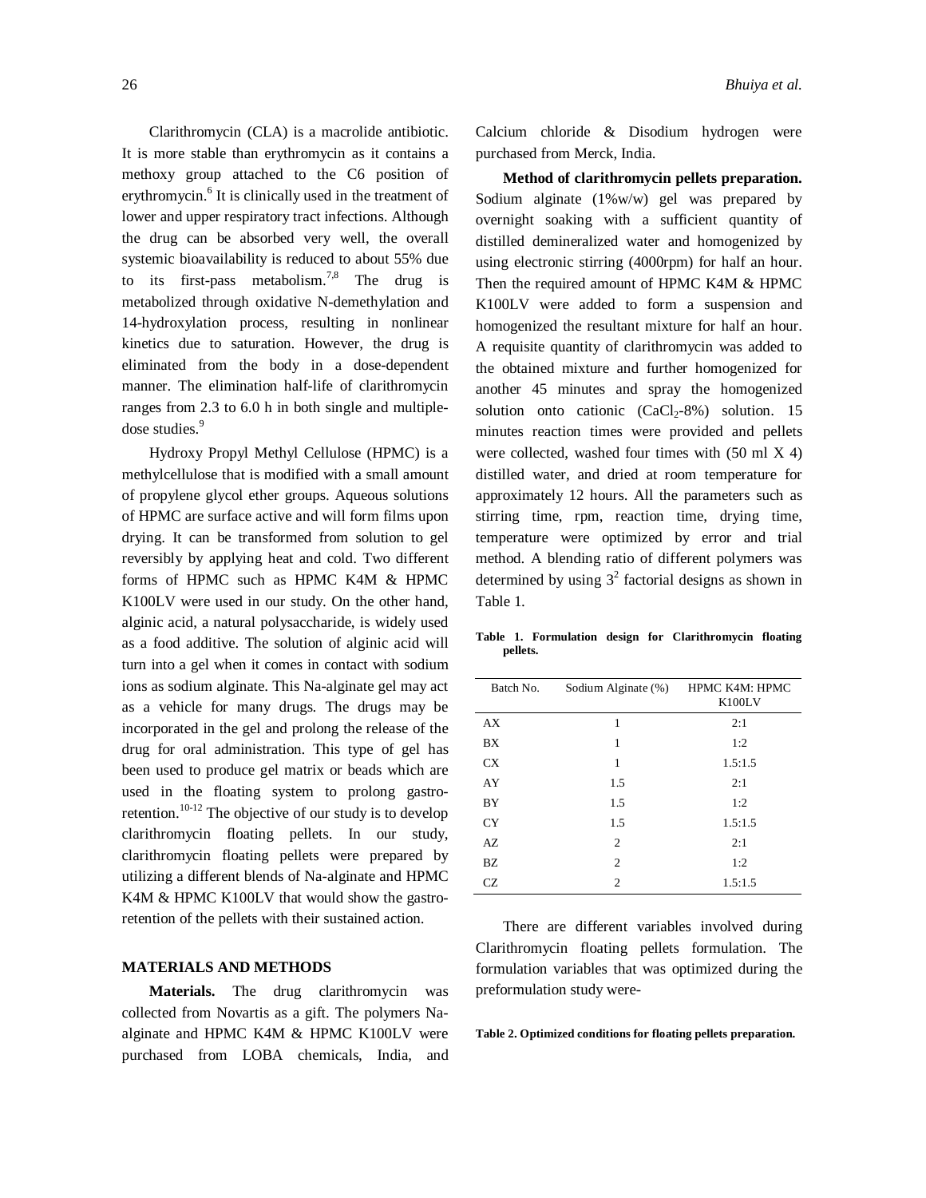Clarithromycin (CLA) is a macrolide antibiotic. It is more stable than erythromycin as it contains a methoxy group attached to the C6 position of erythromycin.[6] It is clinically used in the treatment of lower and upper respiratory tract infections. Although the drug can be absorbed very well, the overall systemic bioavailability is reduced to about 55% due to its first-pass metabolism.[7,8] The drug is metabolized through oxidative N-demethylation and 14-hydroxylation process, resulting in nonlinear kinetics due to saturation. However, the drug is eliminated from the body in a dose-dependent manner. The elimination half-life of clarithromycin ranges from 2.3 to 6.0 h in both single and multiple-dose studies.[9]

Hydroxy Propyl Methyl Cellulose (HPMC) is a methylcellulose that is modified with a small amount of propylene glycol ether groups. Aqueous solutions of HPMC are surface active and will form films upon drying. It can be transformed from solution to gel reversibly by applying heat and cold. Two different forms of HPMC such as HPMC K4M & HPMC K100LV were used in our study. On the other hand, alginic acid, a natural polysaccharide, is widely used as a food additive. The solution of alginic acid will turn into a gel when it comes in contact with sodium ions as sodium alginate. This Na-alginate gel may act as a vehicle for many drugs. The drugs may be incorporated in the gel and prolong the release of the drug for oral administration. This type of gel has been used to produce gel matrix or beads which are used in the floating system to prolong gastro-retention.[10-12] The objective of our study is to develop clarithromycin floating pellets. In our study, clarithromycin floating pellets were prepared by utilizing a different blends of Na-alginate and HPMC K4M & HPMC K100LV that would show the gastro-retention of the pellets with their sustained action.

## MATERIALS AND METHODS

**Materials.** The drug clarithromycin was collected from Novartis as a gift. The polymers Na-alginate and HPMC K4M & HPMC K100LV were purchased from LOBA chemicals, India, and Calcium chloride & Disodium hydrogen were purchased from Merck, India.

**Method of clarithromycin pellets preparation.** Sodium alginate (1%w/w) gel was prepared by overnight soaking with a sufficient quantity of distilled demineralized water and homogenized by using electronic stirring (4000rpm) for half an hour. Then the required amount of HPMC K4M & HPMC K100LV were added to form a suspension and homogenized the resultant mixture for half an hour. A requisite quantity of clarithromycin was added to the obtained mixture and further homogenized for another 45 minutes and spray the homogenized solution onto cationic ($CaCl_2$-8%) solution. 15 minutes reaction times were provided and pellets were collected, washed four times with (50 ml X 4) distilled water, and dried at room temperature for approximately 12 hours. All the parameters such as stirring time, rpm, reaction time, drying time, temperature were optimized by error and trial method. A blending ratio of different polymers was determined by using $3^2$ factorial designs as shown in Table 1.

**Table 1. Formulation design for Clarithromycin floating pellets.**

| Batch No. | Sodium Alginate (%) | HPMC K4M: HPMC K100LV |
|---|---|---|
| AX | 1 | 2:1 |
| BX | 1 | 1:2 |
| CX | 1 | 1.5:1.5 |
| AY | 1.5 | 2:1 |
| BY | 1.5 | 1:2 |
| CY | 1.5 | 1.5:1.5 |
| AZ | 2 | 2:1 |
| BZ | 2 | 1:2 |
| CZ | 2 | 1.5:1.5 |

There are different variables involved during Clarithromycin floating pellets formulation. The formulation variables that was optimized during the preformulation study were-

**Table 2. Optimized conditions for floating pellets preparation.**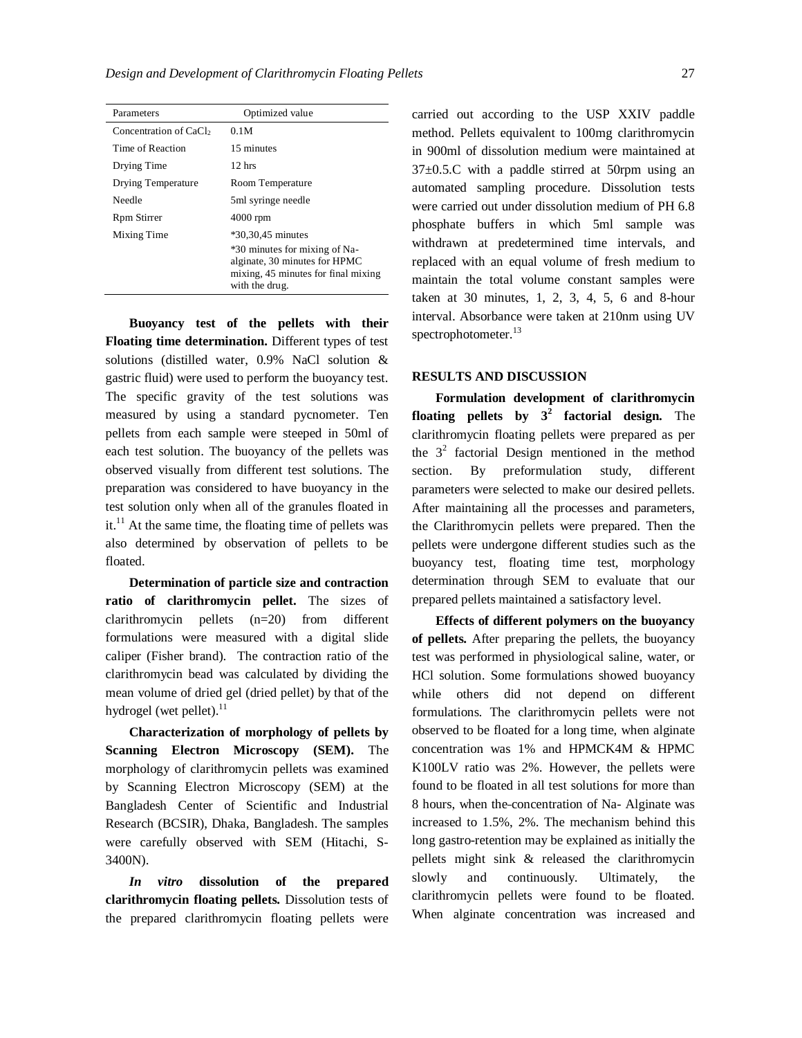| Parameters | Optimized value |
|---|---|
| Concentration of $CaCl_2$ | 0.1M |
| Time of Reaction | 15 minutes |
| Drying Time | 12 hrs |
| Drying Temperature | Room Temperature |
| Needle | 5ml syringe needle |
| Rpm Stirrer | 4000 rpm |
| Mixing Time | *30,30,45 minutes<br>*30 minutes for mixing of Na-alginate, 30 minutes for HPMC mixing, 45 minutes for final mixing with the drug. |

**Buoyancy test of the pellets with their Floating time determination.** Different types of test solutions (distilled water, 0.9% NaCl solution & gastric fluid) were used to perform the buoyancy test. The specific gravity of the test solutions was measured by using a standard pycnometer. Ten pellets from each sample were steeped in 50ml of each test solution. The buoyancy of the pellets was observed visually from different test solutions. The preparation was considered to have buoyancy in the test solution only when all of the granules floated in it.[11] At the same time, the floating time of pellets was also determined by observation of pellets to be floated.

**Determination of particle size and contraction ratio of clarithromycin pellet.** The sizes of clarithromycin pellets (n=20) from different formulations were measured with a digital slide caliper (Fisher brand). The contraction ratio of the clarithromycin bead was calculated by dividing the mean volume of dried gel (dried pellet) by that of the hydrogel (wet pellet).[11]

**Characterization of morphology of pellets by Scanning Electron Microscopy (SEM).** The morphology of clarithromycin pellets was examined by Scanning Electron Microscopy (SEM) at the Bangladesh Center of Scientific and Industrial Research (BCSIR), Dhaka, Bangladesh. The samples were carefully observed with SEM (Hitachi, S-3400N).

***In vitro* dissolution of the prepared clarithromycin floating pellets.** Dissolution tests of the prepared clarithromycin floating pellets were carried out according to the USP XXIV paddle method. Pellets equivalent to 100mg clarithromycin in 900ml of dissolution medium were maintained at 37±0.5.C with a paddle stirred at 50rpm using an automated sampling procedure. Dissolution tests were carried out under dissolution medium of PH 6.8 phosphate buffers in which 5ml sample was withdrawn at predetermined time intervals, and replaced with an equal volume of fresh medium to maintain the total volume constant samples were taken at 30 minutes, 1, 2, 3, 4, 5, 6 and 8-hour interval. Absorbance were taken at 210nm using UV spectrophotometer.[13]

## RESULTS AND DISCUSSION

**Formulation development of clarithromycin floating pellets by $3^2$ factorial design.** The clarithromycin floating pellets were prepared as per the $3^2$ factorial Design mentioned in the method section. By preformulation study, different parameters were selected to make our desired pellets. After maintaining all the processes and parameters, the Clarithromycin pellets were prepared. Then the pellets were undergone different studies such as the buoyancy test, floating time test, morphology determination through SEM to evaluate that our prepared pellets maintained a satisfactory level.

**Effects of different polymers on the buoyancy of pellets.** After preparing the pellets, the buoyancy test was performed in physiological saline, water, or HCl solution. Some formulations showed buoyancy while others did not depend on different formulations. The clarithromycin pellets were not observed to be floated for a long time, when alginate concentration was 1% and HPMCK4M & HPMC K100LV ratio was 2%. However, the pellets were found to be floated in all test solutions for more than 8 hours, when the concentration of Na- Alginate was increased to 1.5%, 2%. The mechanism behind this long gastro-retention may be explained as initially the pellets might sink & released the clarithromycin slowly and continuously. Ultimately, the clarithromycin pellets were found to be floated. When alginate concentration was increased and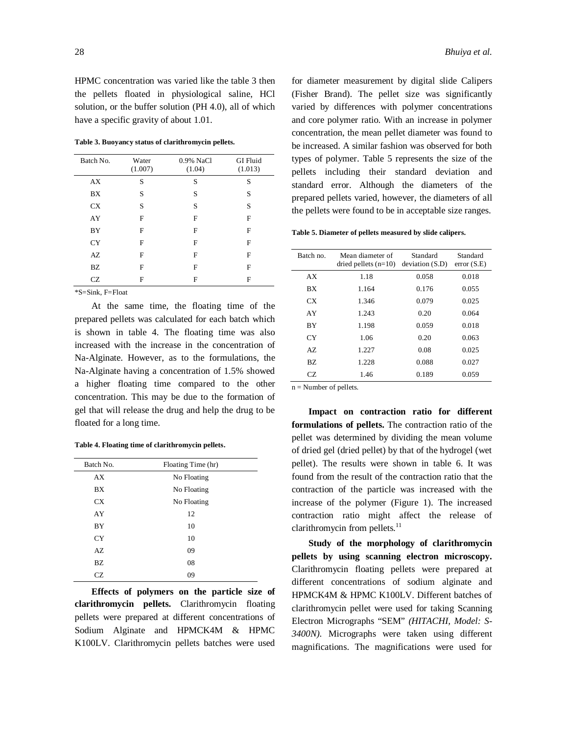HPMC concentration was varied like the table 3 then the pellets floated in physiological saline, HCl solution, or the buffer solution (PH 4.0), all of which have a specific gravity of about 1.01.

**Table 3. Buoyancy status of clarithromycin pellets.**

| Batch No. | Water (1.007) | 0.9% NaCl (1.04) | GI Fluid (1.013) |
|---|---|---|---|
| AX | S | S | S |
| BX | S | S | S |
| CX | S | S | S |
| AY | F | F | F |
| BY | F | F | F |
| CY | F | F | F |
| AZ | F | F | F |
| BZ | F | F | F |
| CZ | F | F | F |

*S=Sink, F=Float

At the same time, the floating time of the prepared pellets was calculated for each batch which is shown in table 4. The floating time was also increased with the increase in the concentration of Na-Alginate. However, as to the formulations, the Na-Alginate having a concentration of 1.5% showed a higher floating time compared to the other concentration. This may be due to the formation of gel that will release the drug and help the drug to be floated for a long time.

**Table 4. Floating time of clarithromycin pellets.**

| Batch No. | Floating Time (hr) |
|---|---|
| AX | No Floating |
| BX | No Floating |
| CX | No Floating |
| AY | 12 |
| BY | 10 |
| CY | 10 |
| AZ | 09 |
| BZ | 08 |
| CZ | 09 |

**Effects of polymers on the particle size of clarithromycin pellets.** Clarithromycin floating pellets were prepared at different concentrations of Sodium Alginate and HPMCK4M & HPMC K100LV. Clarithromycin pellets batches were used for diameter measurement by digital slide Calipers (Fisher Brand). The pellet size was significantly varied by differences with polymer concentrations and core polymer ratio. With an increase in polymer concentration, the mean pellet diameter was found to be increased. A similar fashion was observed for both types of polymer. Table 5 represents the size of the pellets including their standard deviation and standard error. Although the diameters of the prepared pellets varied, however, the diameters of all the pellets were found to be in acceptable size ranges.

**Table 5. Diameter of pellets measured by slide calipers.**

| Batch no. | Mean diameter of dried pellets (n=10) | Standard deviation (S.D) | Standard error (S.E) |
|---|---|---|---|
| AX | 1.18 | 0.058 | 0.018 |
| BX | 1.164 | 0.176 | 0.055 |
| CX | 1.346 | 0.079 | 0.025 |
| AY | 1.243 | 0.20 | 0.064 |
| BY | 1.198 | 0.059 | 0.018 |
| CY | 1.06 | 0.20 | 0.063 |
| AZ | 1.227 | 0.08 | 0.025 |
| BZ | 1.228 | 0.088 | 0.027 |
| CZ | 1.46 | 0.189 | 0.059 |

n = Number of pellets.

**Impact on contraction ratio for different formulations of pellets.** The contraction ratio of the pellet was determined by dividing the mean volume of dried gel (dried pellet) by that of the hydrogel (wet pellet). The results were shown in table 6. It was found from the result of the contraction ratio that the contraction of the particle was increased with the increase of the polymer (Figure 1). The increased contraction ratio might affect the release of clarithromycin from pellets.[11]

**Study of the morphology of clarithromycin pellets by using scanning electron microscopy.** Clarithromycin floating pellets were prepared at different concentrations of sodium alginate and HPMCK4M & HPMC K100LV. Different batches of clarithromycin pellet were used for taking Scanning Electron Micrographs "SEM" *(HITACHI, Model: S-3400N).* Micrographs were taken using different magnifications. The magnifications were used for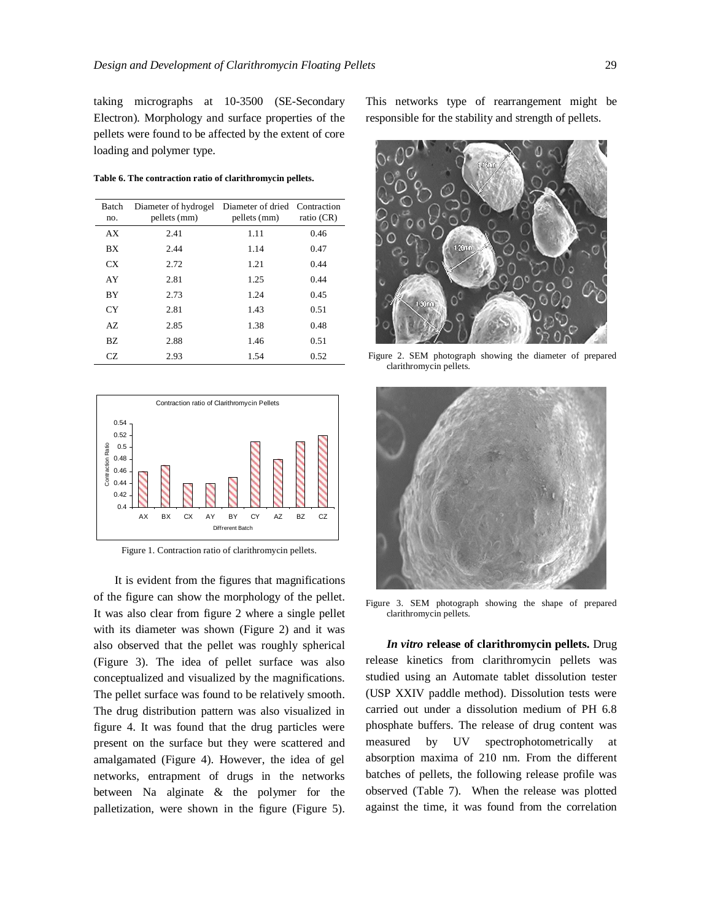taking micrographs at 10-3500 (SE-Secondary Electron). Morphology and surface properties of the pellets were found to be affected by the extent of core loading and polymer type.

**Table 6. The contraction ratio of clarithromycin pellets.**

| Batch no. | Diameter of hydrogel pellets (mm) | Diameter of dried pellets (mm) | Contraction ratio (CR) |
|---|---|---|---|
| AX | 2.41 | 1.11 | 0.46 |
| BX | 2.44 | 1.14 | 0.47 |
| CX | 2.72 | 1.21 | 0.44 |
| AY | 2.81 | 1.25 | 0.44 |
| BY | 2.73 | 1.24 | 0.45 |
| CY | 2.81 | 1.43 | 0.51 |
| AZ | 2.85 | 1.38 | 0.48 |
| BZ | 2.88 | 1.46 | 0.51 |
| CZ | 2.93 | 1.54 | 0.52 |

Figure 1. Contraction ratio of clarithromycin pellets.

It is evident from the figures that magnifications of the figure can show the morphology of the pellet. It was also clear from figure 2 where a single pellet with its diameter was shown (Figure 2) and it was also observed that the pellet was roughly spherical (Figure 3). The idea of pellet surface was also conceptualized and visualized by the magnifications. The pellet surface was found to be relatively smooth. The drug distribution pattern was also visualized in figure 4. It was found that the drug particles were present on the surface but they were scattered and amalgamated (Figure 4). However, the idea of gel networks, entrapment of drugs in the networks between Na alginate & the polymer for the palletization, were shown in the figure (Figure 5). This networks type of rearrangement might be responsible for the stability and strength of pellets.

Figure 2. SEM photograph showing the diameter of prepared clarithromycin pellets.

Figure 3. SEM photograph showing the shape of prepared clarithromycin pellets.

***In vitro* release of clarithromycin pellets.** Drug release kinetics from clarithromycin pellets was studied using an Automate tablet dissolution tester (USP XXIV paddle method). Dissolution tests were carried out under a dissolution medium of PH 6.8 phosphate buffers. The release of drug content was measured by UV spectrophotometrically at absorption maxima of 210 nm. From the different batches of pellets, the following release profile was observed (Table 7). When the release was plotted against the time, it was found from the correlation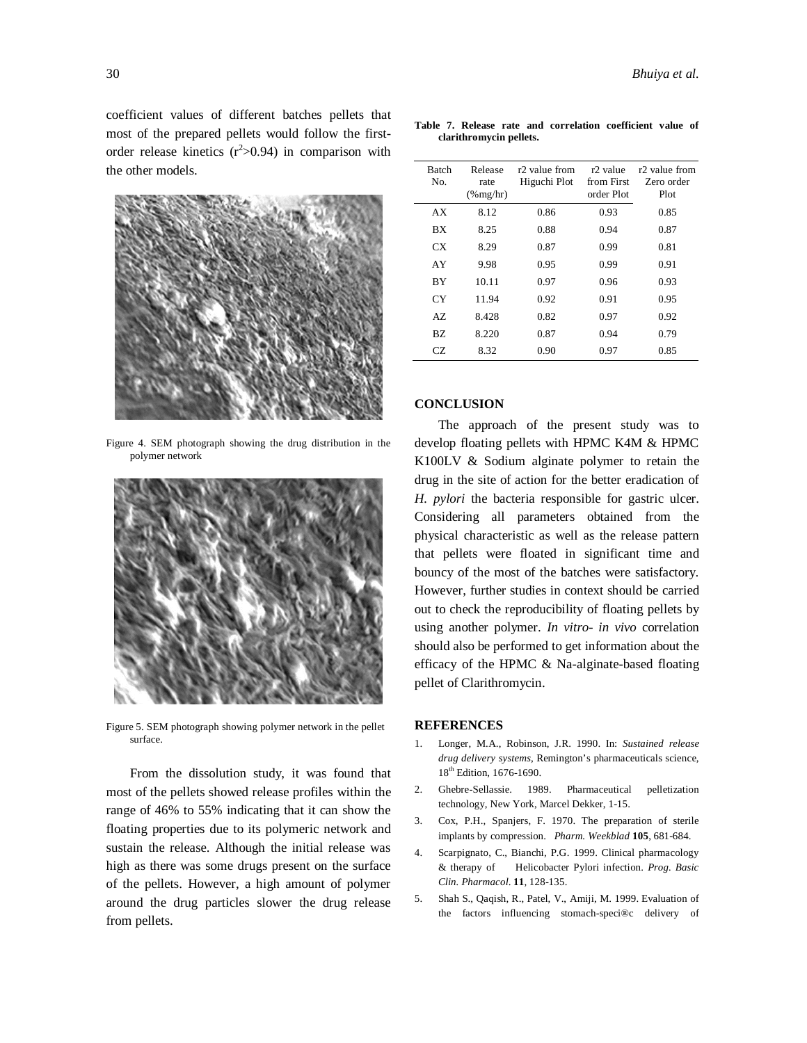coefficient values of different batches pellets that most of the prepared pellets would follow the first-order release kinetics ($r^2$>0.94) in comparison with the other models.

Figure 4. SEM photograph showing the drug distribution in the polymer network

Figure 5. SEM photograph showing polymer network in the pellet surface.

From the dissolution study, it was found that most of the pellets showed release profiles within the range of 46% to 55% indicating that it can show the floating properties due to its polymeric network and sustain the release. Although the initial release was high as there was some drugs present on the surface of the pellets. However, a high amount of polymer around the drug particles slower the drug release from pellets.

**Table 7. Release rate and correlation coefficient value of clarithromycin pellets.**

| Batch No. | Release rate (%mg/hr) | r2 value from Higuchi Plot | r2 value from First order Plot | r2 value from Zero order Plot |
|---|---|---|---|---|
| AX | 8.12 | 0.86 | 0.93 | 0.85 |
| BX | 8.25 | 0.88 | 0.94 | 0.87 |
| CX | 8.29 | 0.87 | 0.99 | 0.81 |
| AY | 9.98 | 0.95 | 0.99 | 0.91 |
| BY | 10.11 | 0.97 | 0.96 | 0.93 |
| CY | 11.94 | 0.92 | 0.91 | 0.95 |
| AZ | 8.428 | 0.82 | 0.97 | 0.92 |
| BZ | 8.220 | 0.87 | 0.94 | 0.79 |
| CZ | 8.32 | 0.90 | 0.97 | 0.85 |

## CONCLUSION

The approach of the present study was to develop floating pellets with HPMC K4M & HPMC K100LV & Sodium alginate polymer to retain the drug in the site of action for the better eradication of *H. pylori* the bacteria responsible for gastric ulcer. Considering all parameters obtained from the physical characteristic as well as the release pattern that pellets were floated in significant time and bouncy of the most of the batches were satisfactory. However, further studies in context should be carried out to check the reproducibility of floating pellets by using another polymer. *In vitro- in vivo* correlation should also be performed to get information about the efficacy of the HPMC & Na-alginate-based floating pellet of Clarithromycin.

## REFERENCES

1. Longer, M.A., Robinson, J.R. 1990. In: *Sustained release drug delivery systems*, Remington's pharmaceuticals science, 18th Edition, 1676-1690.
2. Ghebre-Sellassie. 1989. Pharmaceutical pelletization technology, New York, Marcel Dekker, 1-15.
3. Cox, P.H., Spanjers, F. 1970. The preparation of sterile implants by compression. *Pharm. Weekblad* **105**, 681-684.
4. Scarpignato, C., Bianchi, P.G. 1999. Clinical pharmacology & therapy of Helicobacter Pylori infection. *Prog. Basic Clin. Pharmacol.* **11**, 128-135.
5. Shah S., Qaqish, R., Patel, V., Amiji, M. 1999. Evaluation of the factors influencing stomach-speci®c delivery of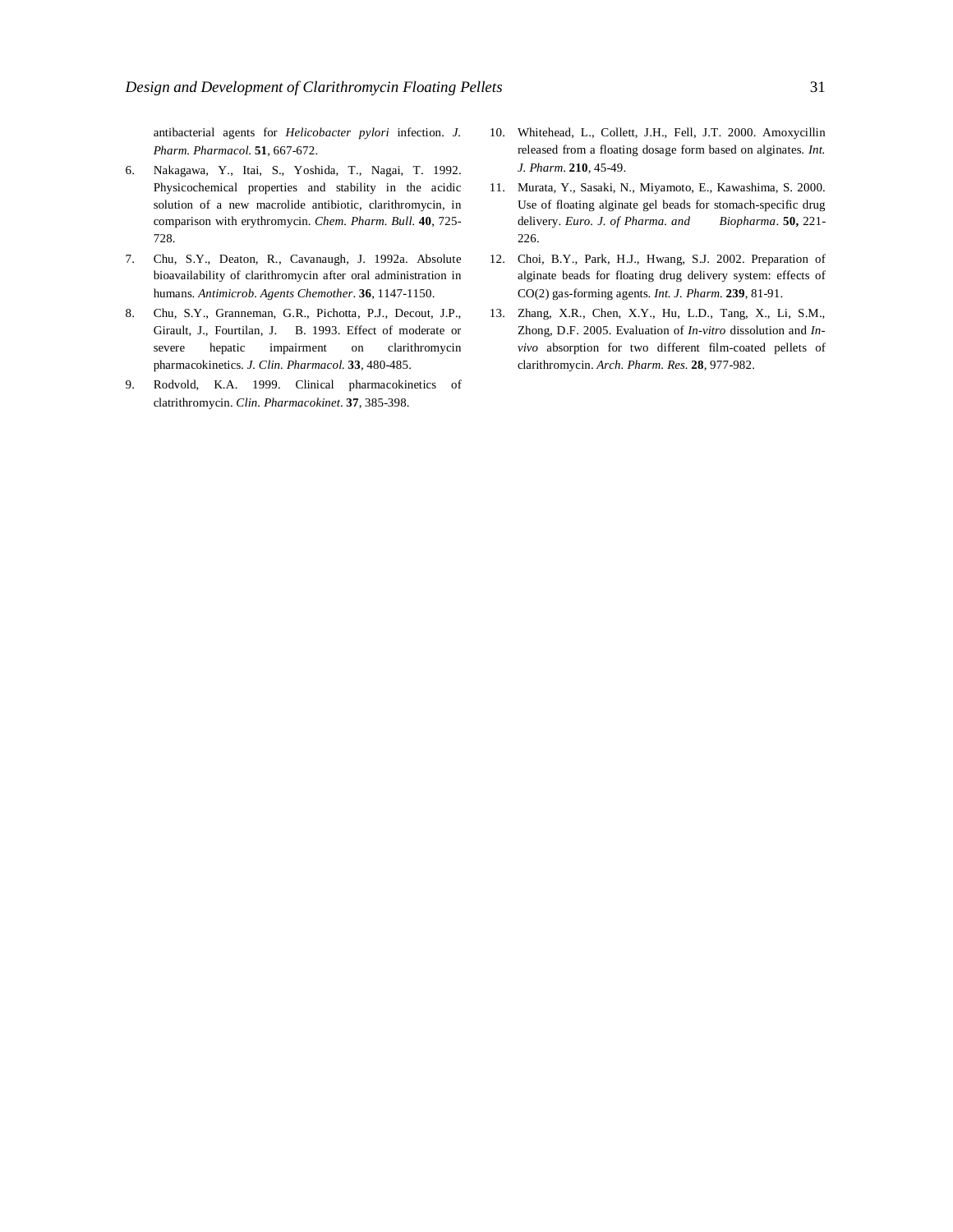antibacterial agents for *Helicobacter pylori* infection. *J. Pharm. Pharmacol.* **51**, 667-672.

6. Nakagawa, Y., Itai, S., Yoshida, T., Nagai, T. 1992. Physicochemical properties and stability in the acidic solution of a new macrolide antibiotic, clarithromycin, in comparison with erythromycin. *Chem. Pharm. Bull.* **40**, 725-728.
7. Chu, S.Y., Deaton, R., Cavanaugh, J. 1992a. Absolute bioavailability of clarithromycin after oral administration in humans. *Antimicrob. Agents Chemother*. **36**, 1147-1150.
8. Chu, S.Y., Granneman, G.R., Pichotta, P.J., Decout, J.P., Girault, J., Fourtilan, J. B. 1993. Effect of moderate or severe hepatic impairment on clarithromycin pharmacokinetics. *J. Clin. Pharmacol.* **33**, 480-485.
9. Rodvold, K.A. 1999. Clinical pharmacokinetics of clatrithromycin. *Clin. Pharmacokinet*. **37**, 385-398.
10. Whitehead, L., Collett, J.H., Fell, J.T. 2000. Amoxycillin released from a floating dosage form based on alginates. *Int. J. Pharm*. **210**, 45-49.
11. Murata, Y., Sasaki, N., Miyamoto, E., Kawashima, S. 2000. Use of floating alginate gel beads for stomach-specific drug delivery. *Euro. J. of Pharma. and Biopharma*. **50,** 221-226.
12. Choi, B.Y., Park, H.J., Hwang, S.J. 2002. Preparation of alginate beads for floating drug delivery system: effects of CO(2) gas-forming agents. *Int. J. Pharm*. **239**, 81-91.
13. Zhang, X.R., Chen, X.Y., Hu, L.D., Tang, X., Li, S.M., Zhong, D.F. 2005. Evaluation of *In-vitro* dissolution and *In-vivo* absorption for two different film-coated pellets of clarithromycin. *Arch. Pharm. Res.* **28**, 977-982.